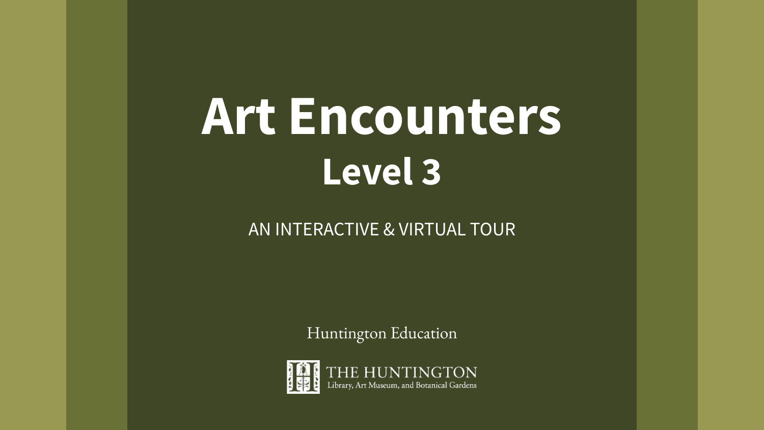# Art Encounters
## Level 3

AN INTERACTIVE & VIRTUAL TOUR

Huntington Education

THE HUNTINGTON
Library, Art Museum, and Botanical Gardens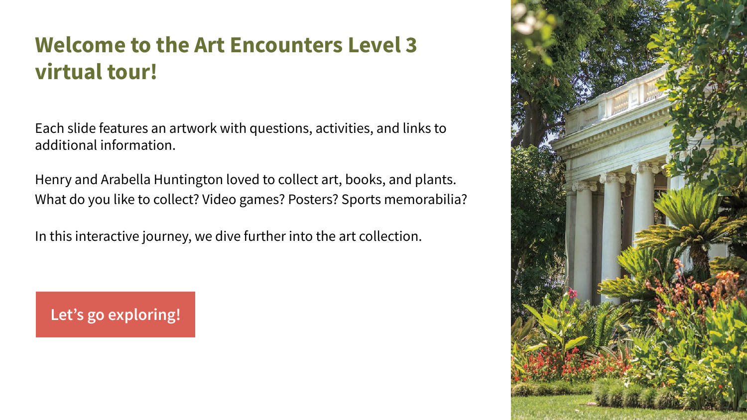# Welcome to the Art Encounters Level 3 virtual tour!

Each slide features an artwork with questions, activities, and links to additional information.

Henry and Arabella Huntington loved to collect art, books, and plants. What do you like to collect? Video games? Posters? Sports memorabilia?

In this interactive journey, we dive further into the art collection.

**Let's go exploring!**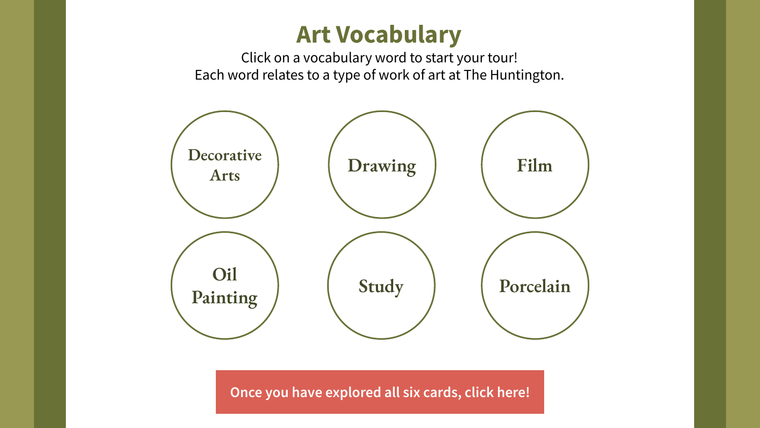# Art Vocabulary

Click on a vocabulary word to start your tour!
Each word relates to a type of work of art at The Huntington.

- Decorative Arts
- Drawing
- Film
- Oil Painting
- Study
- Porcelain

**Once you have explored all six cards, click here!**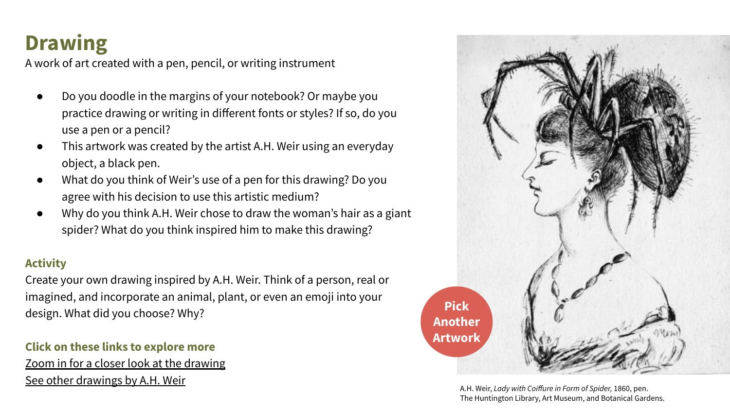# Drawing

A work of art created with a pen, pencil, or writing instrument

- Do you doodle in the margins of your notebook? Or maybe you practice drawing or writing in different fonts or styles? If so, do you use a pen or a pencil?
- This artwork was created by the artist A.H. Weir using an everyday object, a black pen.
- What do you think of Weir's use of a pen for this drawing? Do you agree with his decision to use this artistic medium?
- Why do you think A.H. Weir chose to draw the woman's hair as a giant spider? What do you think inspired him to make this drawing?

**Activity**

Create your own drawing inspired by A.H. Weir. Think of a person, real or imagined, and incorporate an animal, plant, or even an emoji into your design. What did you choose? Why?

**Click on these links to explore more**

Zoom in for a closer look at the drawing

See other drawings by A.H. Weir

**Pick Another Artwork**

A.H. Weir, *Lady with Coiffure in Form of Spider,* 1860, pen.
The Huntington Library, Art Museum, and Botanical Gardens.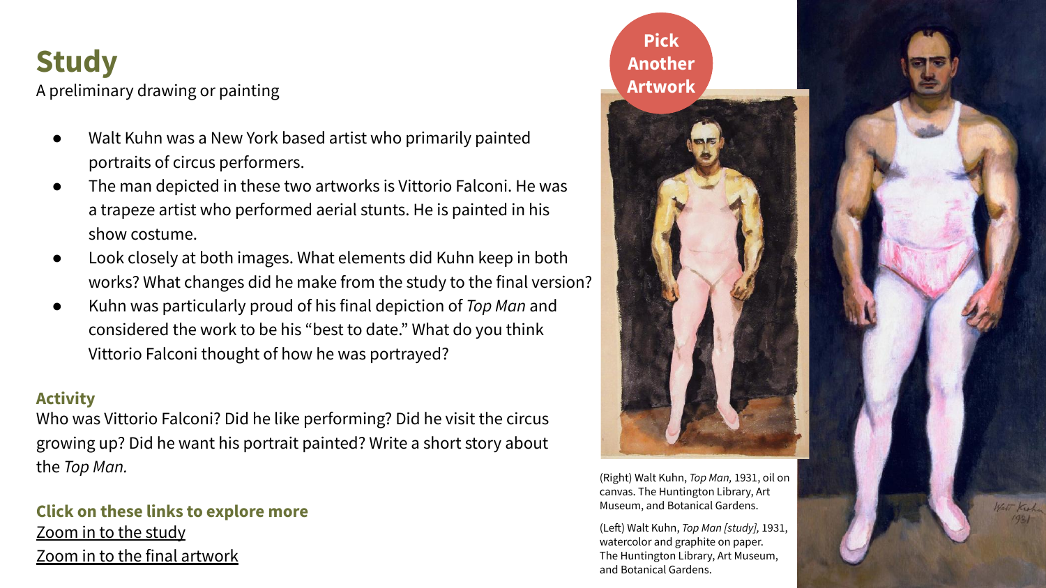# Study

A preliminary drawing or painting

- Walt Kuhn was a New York based artist who primarily painted portraits of circus performers.
- The man depicted in these two artworks is Vittorio Falconi. He was a trapeze artist who performed aerial stunts. He is painted in his show costume.
- Look closely at both images. What elements did Kuhn keep in both works? What changes did he make from the study to the final version?
- Kuhn was particularly proud of his final depiction of *Top Man* and considered the work to be his "best to date." What do you think Vittorio Falconi thought of how he was portrayed?

### Activity

Who was Vittorio Falconi? Did he like performing? Did he visit the circus growing up? Did he want his portrait painted? Write a short story about the *Top Man.*

### Click on these links to explore more

Zoom in to the study

Zoom in to the final artwork

**Pick Another Artwork**

(Right) Walt Kuhn, *Top Man,* 1931, oil on canvas. The Huntington Library, Art Museum, and Botanical Gardens.

(Left) Walt Kuhn, *Top Man [study],* 1931, watercolor and graphite on paper. The Huntington Library, Art Museum, and Botanical Gardens.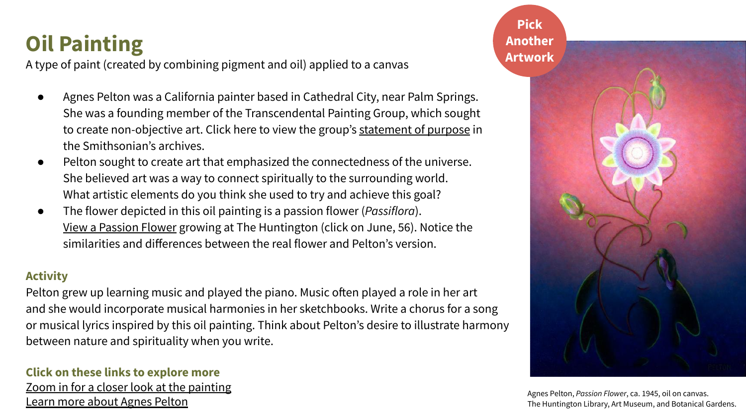# Oil Painting

A type of paint (created by combining pigment and oil) applied to a canvas

- Agnes Pelton was a California painter based in Cathedral City, near Palm Springs. She was a founding member of the Transcendental Painting Group, which sought to create non-objective art. Click here to view the group's statement of purpose in the Smithsonian's archives.
- Pelton sought to create art that emphasized the connectedness of the universe. She believed art was a way to connect spiritually to the surrounding world. What artistic elements do you think she used to try and achieve this goal?
- The flower depicted in this oil painting is a passion flower (*Passiflora*). View a Passion Flower growing at The Huntington (click on June, 56). Notice the similarities and differences between the real flower and Pelton's version.

### Activity

Pelton grew up learning music and played the piano. Music often played a role in her art and she would incorporate musical harmonies in her sketchbooks. Write a chorus for a song or musical lyrics inspired by this oil painting. Think about Pelton's desire to illustrate harmony between nature and spirituality when you write.

**Click on these links to explore more**

Zoom in for a closer look at the painting

Learn more about Agnes Pelton

**Pick Another Artwork**

Agnes Pelton, *Passion Flower*, ca. 1945, oil on canvas.
The Huntington Library, Art Museum, and Botanical Gardens.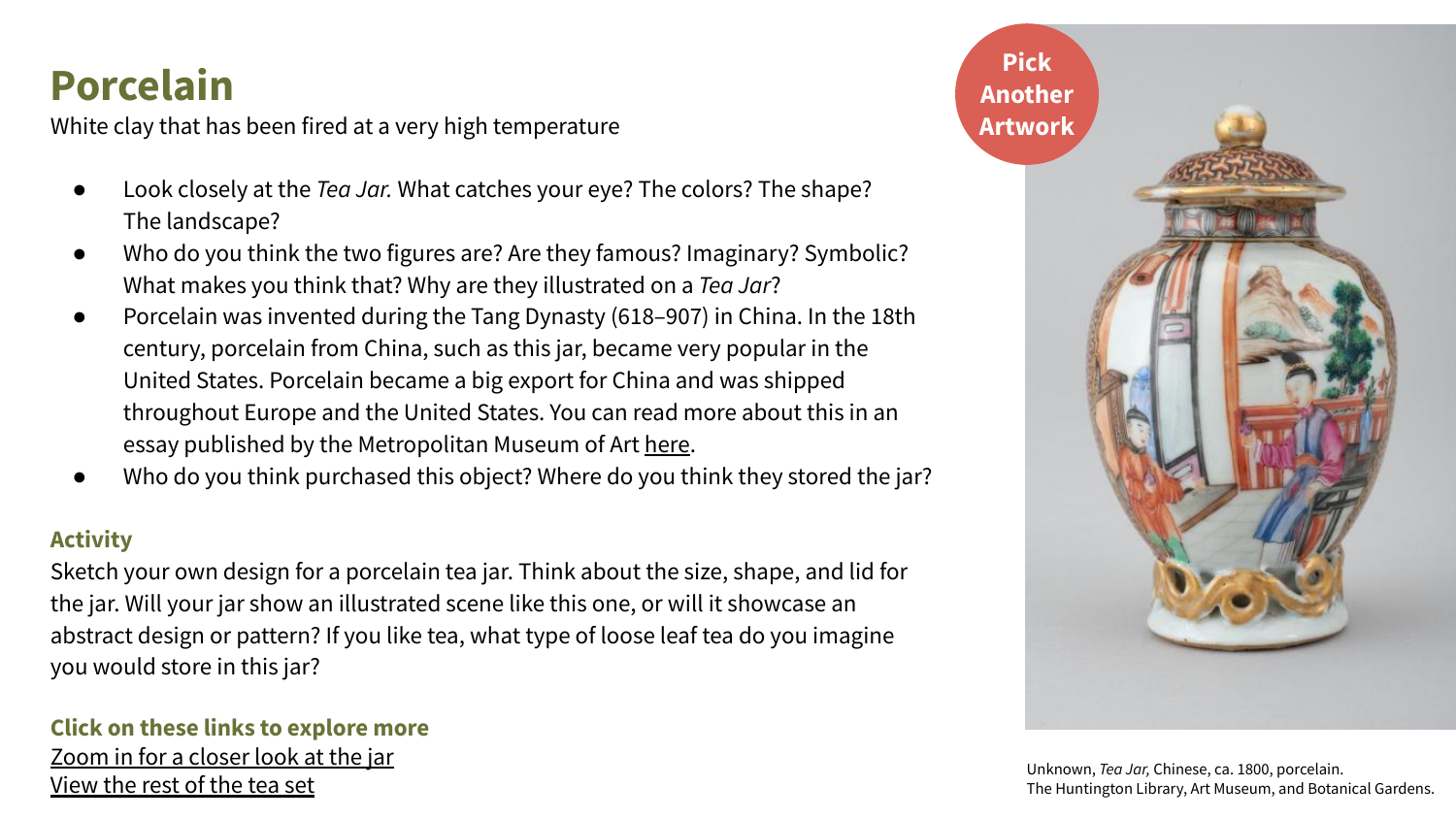# Porcelain

White clay that has been fired at a very high temperature

- Look closely at the *Tea Jar.* What catches your eye? The colors? The shape? The landscape?
- Who do you think the two figures are? Are they famous? Imaginary? Symbolic? What makes you think that? Why are they illustrated on a *Tea Jar*?
- Porcelain was invented during the Tang Dynasty (618–907) in China. In the 18th century, porcelain from China, such as this jar, became very popular in the United States. Porcelain became a big export for China and was shipped throughout Europe and the United States. You can read more about this in an essay published by the Metropolitan Museum of Art here.
- Who do you think purchased this object? Where do you think they stored the jar?

### Activity

Sketch your own design for a porcelain tea jar. Think about the size, shape, and lid for the jar. Will your jar show an illustrated scene like this one, or will it showcase an abstract design or pattern? If you like tea, what type of loose leaf tea do you imagine you would store in this jar?

### Click on these links to explore more

Zoom in for a closer look at the jar

View the rest of the tea set

**Pick Another Artwork**

Unknown, *Tea Jar,* Chinese, ca. 1800, porcelain.
The Huntington Library, Art Museum, and Botanical Gardens.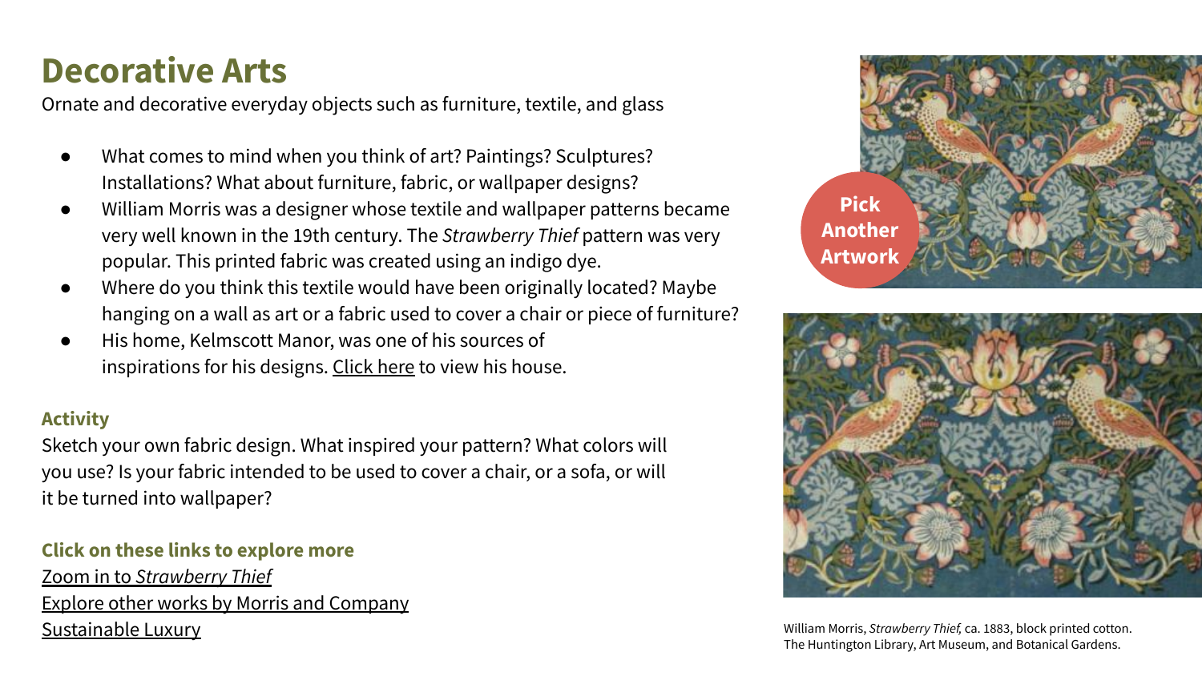# Decorative Arts

Ornate and decorative everyday objects such as furniture, textile, and glass

- What comes to mind when you think of art? Paintings? Sculptures? Installations? What about furniture, fabric, or wallpaper designs?
- William Morris was a designer whose textile and wallpaper patterns became very well known in the 19th century. The *Strawberry Thief* pattern was very popular. This printed fabric was created using an indigo dye.
- Where do you think this textile would have been originally located? Maybe hanging on a wall as art or a fabric used to cover a chair or piece of furniture?
- His home, Kelmscott Manor, was one of his sources of inspirations for his designs. Click here to view his house.

**Activity**

Sketch your own fabric design. What inspired your pattern? What colors will you use? Is your fabric intended to be used to cover a chair, or a sofa, or will it be turned into wallpaper?

**Click on these links to explore more**

Zoom in to *Strawberry Thief*

Explore other works by Morris and Company

Sustainable Luxury

**Pick Another Artwork**

William Morris, *Strawberry Thief,* ca. 1883, block printed cotton. The Huntington Library, Art Museum, and Botanical Gardens.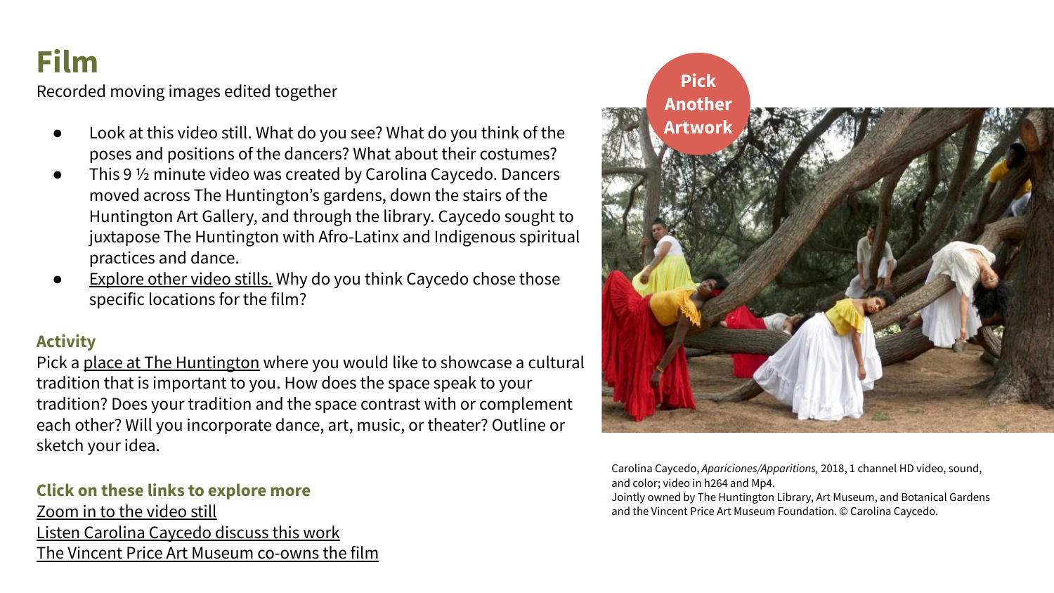# Film

Recorded moving images edited together

- Look at this video still. What do you see? What do you think of the poses and positions of the dancers? What about their costumes?
- This 9 ½ minute video was created by Carolina Caycedo. Dancers moved across The Huntington's gardens, down the stairs of the Huntington Art Gallery, and through the library. Caycedo sought to juxtapose The Huntington with Afro-Latinx and Indigenous spiritual practices and dance.
- Explore other video stills. Why do you think Caycedo chose those specific locations for the film?

### Activity

Pick a place at The Huntington where you would like to showcase a cultural tradition that is important to you. How does the space speak to your tradition? Does your tradition and the space contrast with or complement each other? Will you incorporate dance, art, music, or theater? Outline or sketch your idea.

### Click on these links to explore more

Zoom in to the video still

Listen Carolina Caycedo discuss this work

The Vincent Price Art Museum co-owns the film

**Pick Another Artwork**

Carolina Caycedo, *Apariciones/Apparitions,* 2018, 1 channel HD video, sound, and color; video in h264 and Mp4.
Jointly owned by The Huntington Library, Art Museum, and Botanical Gardens and the Vincent Price Art Museum Foundation. © Carolina Caycedo.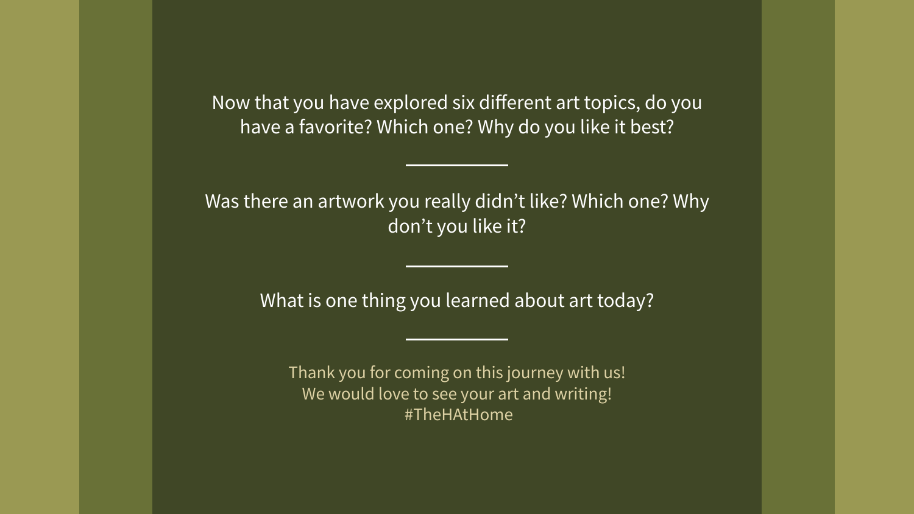Now that you have explored six different art topics, do you have a favorite? Which one? Why do you like it best?

---

Was there an artwork you really didn't like? Which one? Why don't you like it?

---

What is one thing you learned about art today?

---

Thank you for coming on this journey with us!
We would love to see your art and writing!
#TheHAtHome